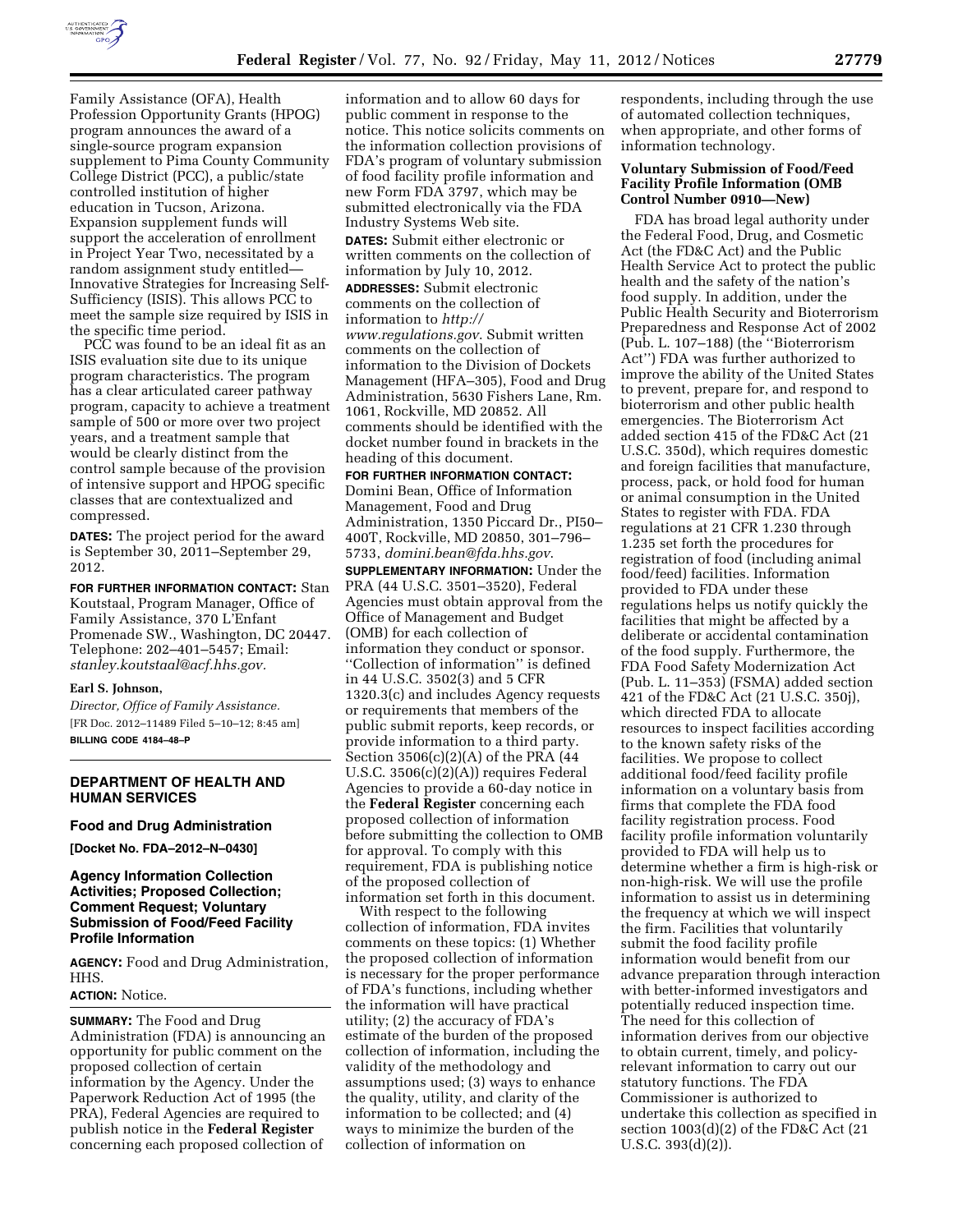Family Assistance (OFA), Health Profession Opportunity Grants (HPOG) program announces the award of a single-source program expansion supplement to Pima County Community College District (PCC), a public/state controlled institution of higher education in Tucson, Arizona. Expansion supplement funds will support the acceleration of enrollment in Project Year Two, necessitated by a random assignment study entitled—Innovative Strategies for Increasing Self-Sufficiency (ISIS). This allows PCC to meet the sample size required by ISIS in the specific time period.

PCC was found to be an ideal fit as an ISIS evaluation site due to its unique program characteristics. The program has a clear articulated career pathway program, capacity to achieve a treatment sample of 500 or more over two project years, and a treatment sample that would be clearly distinct from the control sample because of the provision of intensive support and HPOG specific classes that are contextualized and compressed.

**DATES:** The project period for the award is September 30, 2011–September 29, 2012.

**FOR FURTHER INFORMATION CONTACT:** Stan Koutstaal, Program Manager, Office of Family Assistance, 370 L'Enfant Promenade SW., Washington, DC 20447. Telephone: 202–401–5457; Email: *stanley.koutstaal@acf.hhs.gov*.

**Earl S. Johnson,**

*Director, Office of Family Assistance.*

[FR Doc. 2012–11489 Filed 5–10–12; 8:45 am]

**BILLING CODE 4184–48–P**

## DEPARTMENT OF HEALTH AND HUMAN SERVICES

### Food and Drug Administration

**[Docket No. FDA–2012–N–0430]**

### Agency Information Collection Activities; Proposed Collection; Comment Request; Voluntary Submission of Food/Feed Facility Profile Information

**AGENCY:** Food and Drug Administration, HHS.

**ACTION:** Notice.

**SUMMARY:** The Food and Drug Administration (FDA) is announcing an opportunity for public comment on the proposed collection of certain information by the Agency. Under the Paperwork Reduction Act of 1995 (the PRA), Federal Agencies are required to publish notice in the **Federal Register** concerning each proposed collection of information and to allow 60 days for public comment in response to the notice. This notice solicits comments on the information collection provisions of FDA's program of voluntary submission of food facility profile information and new Form FDA 3797, which may be submitted electronically via the FDA Industry Systems Web site.

**DATES:** Submit either electronic or written comments on the collection of information by July 10, 2012.

**ADDRESSES:** Submit electronic comments on the collection of information to *http://www.regulations.gov*. Submit written comments on the collection of information to the Division of Dockets Management (HFA–305), Food and Drug Administration, 5630 Fishers Lane, Rm. 1061, Rockville, MD 20852. All comments should be identified with the docket number found in brackets in the heading of this document.

**FOR FURTHER INFORMATION CONTACT:** Domini Bean, Office of Information Management, Food and Drug Administration, 1350 Piccard Dr., PI50–400T, Rockville, MD 20850, 301–796–5733, *domini.bean@fda.hhs.gov*.

**SUPPLEMENTARY INFORMATION:** Under the PRA (44 U.S.C. 3501–3520), Federal Agencies must obtain approval from the Office of Management and Budget (OMB) for each collection of information they conduct or sponsor. "Collection of information" is defined in 44 U.S.C. 3502(3) and 5 CFR 1320.3(c) and includes Agency requests or requirements that members of the public submit reports, keep records, or provide information to a third party. Section 3506(c)(2)(A) of the PRA (44 U.S.C. 3506(c)(2)(A)) requires Federal Agencies to provide a 60-day notice in the **Federal Register** concerning each proposed collection of information before submitting the collection to OMB for approval. To comply with this requirement, FDA is publishing notice of the proposed collection of information set forth in this document.

With respect to the following collection of information, FDA invites comments on these topics: (1) Whether the proposed collection of information is necessary for the proper performance of FDA's functions, including whether the information will have practical utility; (2) the accuracy of FDA's estimate of the burden of the proposed collection of information, including the validity of the methodology and assumptions used; (3) ways to enhance the quality, utility, and clarity of the information to be collected; and (4) ways to minimize the burden of the collection of information on respondents, including through the use of automated collection techniques, when appropriate, and other forms of information technology.

**Voluntary Submission of Food/Feed Facility Profile Information (OMB Control Number 0910—New)**

FDA has broad legal authority under the Federal Food, Drug, and Cosmetic Act (the FD&C Act) and the Public Health Service Act to protect the public health and the safety of the nation's food supply. In addition, under the Public Health Security and Bioterrorism Preparedness and Response Act of 2002 (Pub. L. 107–188) (the "Bioterrorism Act") FDA was further authorized to improve the ability of the United States to prevent, prepare for, and respond to bioterrorism and other public health emergencies. The Bioterrorism Act added section 415 of the FD&C Act (21 U.S.C. 350d), which requires domestic and foreign facilities that manufacture, process, pack, or hold food for human or animal consumption in the United States to register with FDA. FDA regulations at 21 CFR 1.230 through 1.235 set forth the procedures for registration of food (including animal food/feed) facilities. Information provided to FDA under these regulations helps us notify quickly the facilities that might be affected by a deliberate or accidental contamination of the food supply. Furthermore, the FDA Food Safety Modernization Act (Pub. L. 11–353) (FSMA) added section 421 of the FD&C Act (21 U.S.C. 350j), which directed FDA to allocate resources to inspect facilities according to the known safety risks of the facilities. We propose to collect additional food/feed facility profile information on a voluntary basis from firms that complete the FDA food facility registration process. Food facility profile information voluntarily provided to FDA will help us to determine whether a firm is high-risk or non-high-risk. We will use the profile information to assist us in determining the frequency at which we will inspect the firm. Facilities that voluntarily submit the food facility profile information would benefit from our advance preparation through interaction with better-informed investigators and potentially reduced inspection time. The need for this collection of information derives from our objective to obtain current, timely, and policy-relevant information to carry out our statutory functions. The FDA Commissioner is authorized to undertake this collection as specified in section 1003(d)(2) of the FD&C Act (21 U.S.C. 393(d)(2)).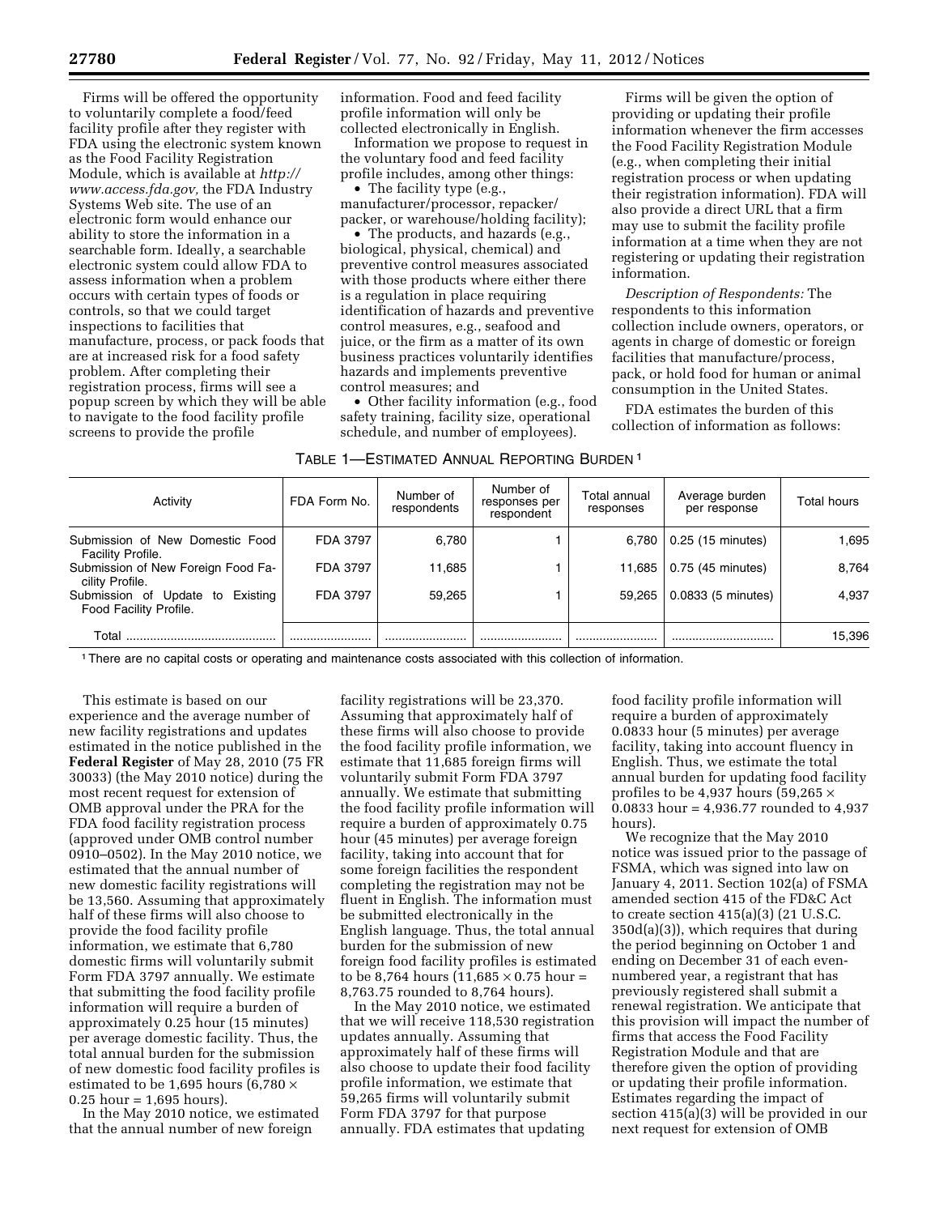Firms will be offered the opportunity to voluntarily complete a food/feed facility profile after they register with FDA using the electronic system known as the Food Facility Registration Module, which is available at *http://www.access.fda.gov,* the FDA Industry Systems Web site. The use of an electronic form would enhance our ability to store the information in a searchable form. Ideally, a searchable electronic system could allow FDA to assess information when a problem occurs with certain types of foods or controls, so that we could target inspections to facilities that manufacture, process, or pack foods that are at increased risk for a food safety problem. After completing their registration process, firms will see a popup screen by which they will be able to navigate to the food facility profile screens to provide the profile information. Food and feed facility profile information will only be collected electronically in English.

Information we propose to request in the voluntary food and feed facility profile includes, among other things:

- The facility type (e.g., manufacturer/processor, repacker/packer, or warehouse/holding facility);
- The products, and hazards (e.g., biological, physical, chemical) and preventive control measures associated with those products where either there is a regulation in place requiring identification of hazards and preventive control measures, e.g., seafood and juice, or the firm as a matter of its own business practices voluntarily identifies hazards and implements preventive control measures; and
- Other facility information (e.g., food safety training, facility size, operational schedule, and number of employees).

Firms will be given the option of providing or updating their profile information whenever the firm accesses the Food Facility Registration Module (e.g., when completing their initial registration process or when updating their registration information). FDA will also provide a direct URL that a firm may use to submit the facility profile information at a time when they are not registering or updating their registration information.

*Description of Respondents:* The respondents to this information collection include owners, operators, or agents in charge of domestic or foreign facilities that manufacture/process, pack, or hold food for human or animal consumption in the United States.

FDA estimates the burden of this collection of information as follows:

TABLE 1—ESTIMATED ANNUAL REPORTING BURDEN [1]

| Activity | FDA Form No. | Number of respondents | Number of responses per respondent | Total annual responses | Average burden per response | Total hours |
|---|---|---|---|---|---|---|
| Submission of New Domestic Food Facility Profile. | FDA 3797 | 6,780 | 1 | 6,780 | 0.25 (15 minutes) | 1,695 |
| Submission of New Foreign Food Facility Profile. | FDA 3797 | 11,685 | 1 | 11,685 | 0.75 (45 minutes) | 8,764 |
| Submission of Update to Existing Food Facility Profile. | FDA 3797 | 59,265 | 1 | 59,265 | 0.0833 (5 minutes) | 4,937 |
| Total | | | | | | 15,396 |

[1] There are no capital costs or operating and maintenance costs associated with this collection of information.

This estimate is based on our experience and the average number of new facility registrations and updates estimated in the notice published in the **Federal Register** of May 28, 2010 (75 FR 30033) (the May 2010 notice) during the most recent request for extension of OMB approval under the PRA for the FDA food facility registration process (approved under OMB control number 0910–0502). In the May 2010 notice, we estimated that the annual number of new domestic facility registrations will be 13,560. Assuming that approximately half of these firms will also choose to provide the food facility profile information, we estimate that 6,780 domestic firms will voluntarily submit Form FDA 3797 annually. We estimate that submitting the food facility profile information will require a burden of approximately 0.25 hour (15 minutes) per average domestic facility. Thus, the total annual burden for the submission of new domestic food facility profiles is estimated to be 1,695 hours (6,780 × 0.25 hour = 1,695 hours).

In the May 2010 notice, we estimated that the annual number of new foreign facility registrations will be 23,370. Assuming that approximately half of these firms will also choose to provide the food facility profile information, we estimate that 11,685 foreign firms will voluntarily submit Form FDA 3797 annually. We estimate that submitting the food facility profile information will require a burden of approximately 0.75 hour (45 minutes) per average foreign facility, taking into account that for some foreign facilities the respondent completing the registration may not be fluent in English. The information must be submitted electronically in the English language. Thus, the total annual burden for the submission of new foreign food facility profiles is estimated to be 8,764 hours (11,685 × 0.75 hour = 8,763.75 rounded to 8,764 hours).

In the May 2010 notice, we estimated that we will receive 118,530 registration updates annually. Assuming that approximately half of these firms will also choose to update their food facility profile information, we estimate that 59,265 firms will voluntarily submit Form FDA 3797 for that purpose annually. FDA estimates that updating food facility profile information will require a burden of approximately 0.0833 hour (5 minutes) per average facility, taking into account fluency in English. Thus, we estimate the total annual burden for updating food facility profiles to be 4,937 hours (59,265 × 0.0833 hour = 4,936.77 rounded to 4,937 hours).

We recognize that the May 2010 notice was issued prior to the passage of FSMA, which was signed into law on January 4, 2011. Section 102(a) of FSMA amended section 415 of the FD&C Act to create section 415(a)(3) (21 U.S.C. 350d(a)(3)), which requires that during the period beginning on October 1 and ending on December 31 of each even-numbered year, a registrant that has previously registered shall submit a renewal registration. We anticipate that this provision will impact the number of firms that access the Food Facility Registration Module and that are therefore given the option of providing or updating their profile information. Estimates regarding the impact of section 415(a)(3) will be provided in our next request for extension of OMB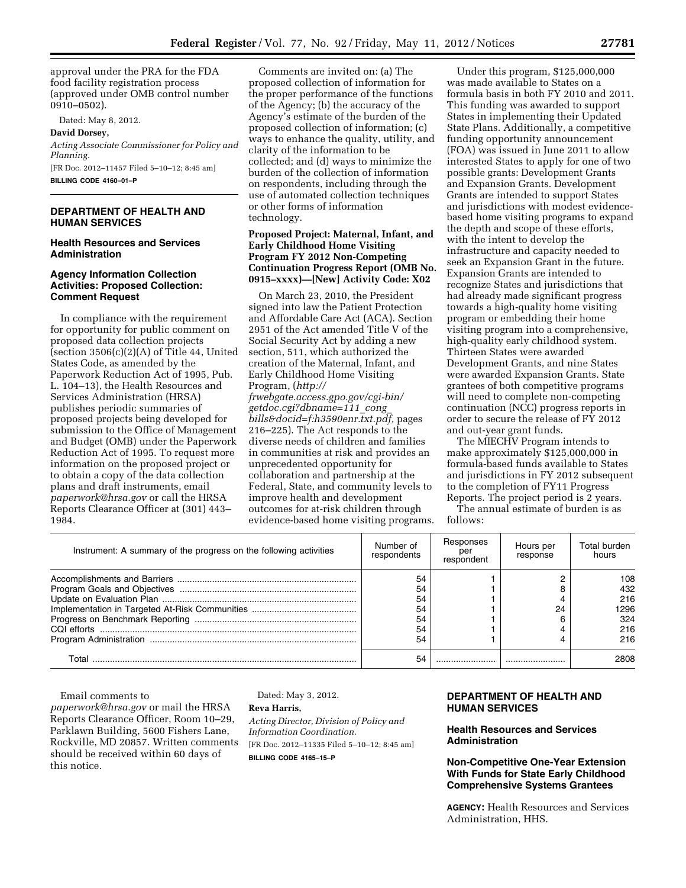approval under the PRA for the FDA food facility registration process (approved under OMB control number 0910–0502).

Dated: May 8, 2012.

**David Dorsey,**

*Acting Associate Commissioner for Policy and Planning.*

[FR Doc. 2012–11457 Filed 5–10–12; 8:45 am]

**BILLING CODE 4160–01–P**

## DEPARTMENT OF HEALTH AND HUMAN SERVICES

### Health Resources and Services Administration

### Agency Information Collection Activities: Proposed Collection: Comment Request

In compliance with the requirement for opportunity for public comment on proposed data collection projects (section 3506(c)(2)(A) of Title 44, United States Code, as amended by the Paperwork Reduction Act of 1995, Pub. L. 104–13), the Health Resources and Services Administration (HRSA) publishes periodic summaries of proposed projects being developed for submission to the Office of Management and Budget (OMB) under the Paperwork Reduction Act of 1995. To request more information on the proposed project or to obtain a copy of the data collection plans and draft instruments, email *paperwork@hrsa.gov* or call the HRSA Reports Clearance Officer at (301) 443–1984.

Comments are invited on: (a) The proposed collection of information for the proper performance of the functions of the Agency; (b) the accuracy of the Agency's estimate of the burden of the proposed collection of information; (c) ways to enhance the quality, utility, and clarity of the information to be collected; and (d) ways to minimize the burden of the collection of information on respondents, including through the use of automated collection techniques or other forms of information technology.

**Proposed Project: Maternal, Infant, and Early Childhood Home Visiting Program FY 2012 Non-Competing Continuation Progress Report (OMB No. 0915–xxxx)—[New] Activity Code: X02**

On March 23, 2010, the President signed into law the Patient Protection and Affordable Care Act (ACA). Section 2951 of the Act amended Title V of the Social Security Act by adding a new section, 511, which authorized the creation of the Maternal, Infant, and Early Childhood Home Visiting Program, (*http://frwebgate.access.gpo.gov/cgi-bin/getdoc.cgi?dbname=111_cong_bills&docid=f:h3590enr.txt.pdf,* pages 216–225). The Act responds to the diverse needs of children and families in communities at risk and provides an unprecedented opportunity for collaboration and partnership at the Federal, State, and community levels to improve health and development outcomes for at-risk children through evidence-based home visiting programs.

Under this program, $125,000,000 was made available to States on a formula basis in both FY 2010 and 2011. This funding was awarded to support States in implementing their Updated State Plans. Additionally, a competitive funding opportunity announcement (FOA) was issued in June 2011 to allow interested States to apply for one of two possible grants: Development Grants and Expansion Grants. Development Grants are intended to support States and jurisdictions with modest evidence-based home visiting programs to expand the depth and scope of these efforts, with the intent to develop the infrastructure and capacity needed to seek an Expansion Grant in the future. Expansion Grants are intended to recognize States and jurisdictions that had already made significant progress towards a high-quality home visiting program or embedding their home visiting program into a comprehensive, high-quality early childhood system. Thirteen States were awarded Development Grants, and nine States were awarded Expansion Grants. State grantees of both competitive programs will need to complete non-competing continuation (NCC) progress reports in order to secure the release of FY 2012 and out-year grant funds.

The MIECHV Program intends to make approximately $125,000,000 in formula-based funds available to States and jurisdictions in FY 2012 subsequent to the completion of FY11 Progress Reports. The project period is 2 years.

The annual estimate of burden is as follows:

| Instrument: A summary of the progress on the following activities | Number of respondents | Responses per respondent | Hours per response | Total burden hours |
|---|---|---|---|---|
| Accomplishments and Barriers | 54 | 1 | 2 | 108 |
| Program Goals and Objectives | 54 | 1 | 8 | 432 |
| Update on Evaluation Plan | 54 | 1 | 4 | 216 |
| Implementation in Targeted At-Risk Communities | 54 | 1 | 24 | 1296 |
| Progress on Benchmark Reporting | 54 | 1 | 6 | 324 |
| CQI efforts | 54 | 1 | 4 | 216 |
| Program Administration | 54 | 1 | 4 | 216 |
| Total | 54 | | | 2808 |

Email comments to *paperwork@hrsa.gov* or mail the HRSA Reports Clearance Officer, Room 10–29, Parklawn Building, 5600 Fishers Lane, Rockville, MD 20857. Written comments should be received within 60 days of this notice.

Dated: May 3, 2012.

**Reva Harris,**

*Acting Director, Division of Policy and Information Coordination.*

[FR Doc. 2012–11335 Filed 5–10–12; 8:45 am]

**BILLING CODE 4165–15–P**

## DEPARTMENT OF HEALTH AND HUMAN SERVICES

### Health Resources and Services Administration

### Non-Competitive One-Year Extension With Funds for State Early Childhood Comprehensive Systems Grantees

**AGENCY:** Health Resources and Services Administration, HHS.